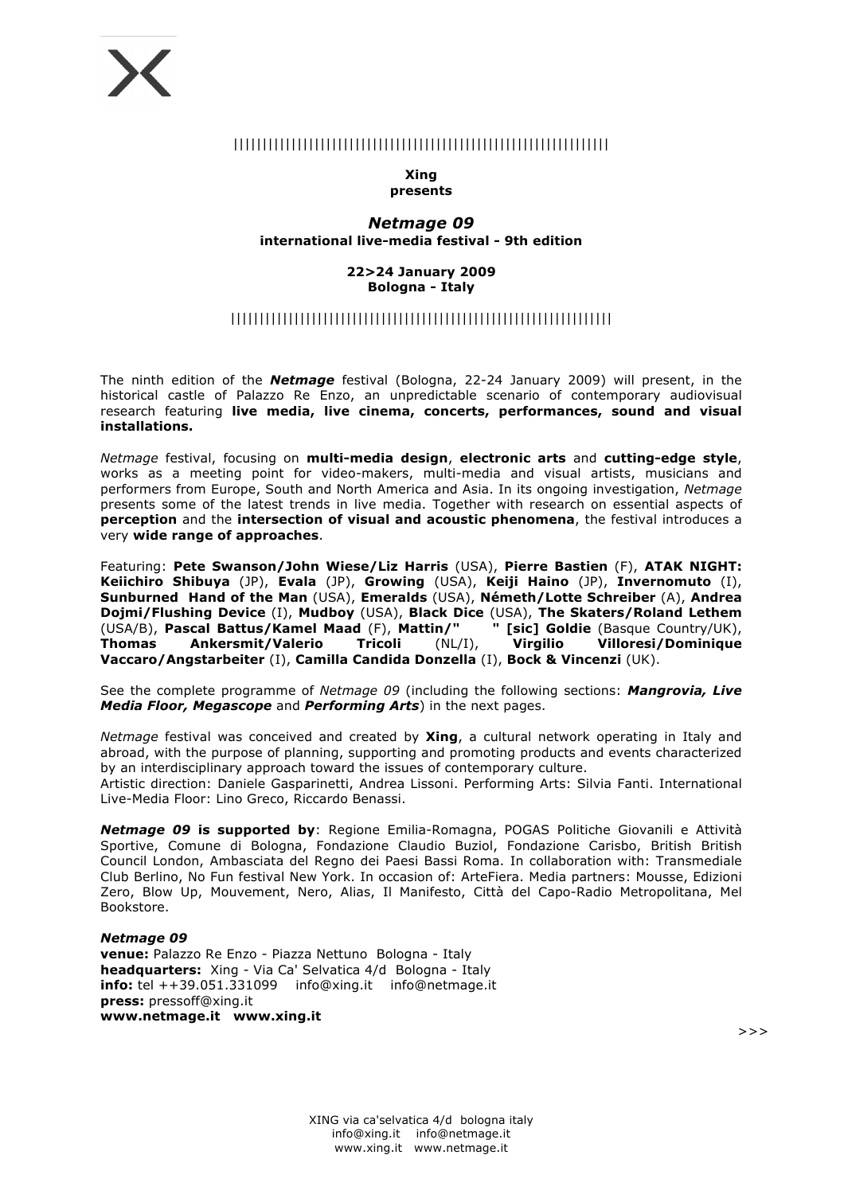||||||||||||||||||||||||||||||||||||||||||||||||||||||||||||||||||||

**Xing**
**presents**

# *Netmage 09*

**international live-media festival - 9th edition**

**22>24 January 2009**
**Bologna - Italy**

||||||||||||||||||||||||||||||||||||||||||||||||||||||||||||||||||||

The ninth edition of the ***Netmage*** festival (Bologna, 22-24 January 2009) will present, in the historical castle of Palazzo Re Enzo, an unpredictable scenario of contemporary audiovisual research featuring **live media, live cinema, concerts, performances, sound and visual installations.**

*Netmage* festival, focusing on **multi-media design**, **electronic arts** and **cutting-edge style**, works as a meeting point for video-makers, multi-media and visual artists, musicians and performers from Europe, South and North America and Asia. In its ongoing investigation, *Netmage* presents some of the latest trends in live media. Together with research on essential aspects of **perception** and the **intersection of visual and acoustic phenomena**, the festival introduces a very **wide range of approaches**.

Featuring: **Pete Swanson/John Wiese/Liz Harris** (USA), **Pierre Bastien** (F), **ATAK NIGHT: Keiichiro Shibuya** (JP), **Evala** (JP), **Growing** (USA), **Keiji Haino** (JP), **Invernomuto** (I), **Sunburned Hand of the Man** (USA), **Emeralds** (USA), **Németh/Lotte Schreiber** (A), **Andrea Dojmi/Flushing Device** (I), **Mudboy** (USA), **Black Dice** (USA), **The Skaters/Roland Lethem** (USA/B), **Pascal Battus/Kamel Maad** (F), **Mattin/" " [sic] Goldie** (Basque Country/UK), **Thomas Ankersmit/Valerio Tricoli** (NL/I), **Virgilio Villoresi/Dominique Vaccaro/Angstarbeiter** (I), **Camilla Candida Donzella** (I), **Bock & Vincenzi** (UK).

See the complete programme of *Netmage 09* (including the following sections: ***Mangrovia, Live Media Floor, Megascope*** and ***Performing Arts***) in the next pages.

*Netmage* festival was conceived and created by **Xing**, a cultural network operating in Italy and abroad, with the purpose of planning, supporting and promoting products and events characterized by an interdisciplinary approach toward the issues of contemporary culture.
Artistic direction: Daniele Gasparinetti, Andrea Lissoni. Performing Arts: Silvia Fanti. International Live-Media Floor: Lino Greco, Riccardo Benassi.

***Netmage 09* is supported by**: Regione Emilia-Romagna, POGAS Politiche Giovanili e Attività Sportive, Comune di Bologna, Fondazione Claudio Buziol, Fondazione Carisbo, British British Council London, Ambasciata del Regno dei Paesi Bassi Roma. In collaboration with: Transmediale Club Berlino, No Fun festival New York. In occasion of: ArteFiera. Media partners: Mousse, Edizioni Zero, Blow Up, Mouvement, Nero, Alias, Il Manifesto, Città del Capo-Radio Metropolitana, Mel Bookstore.

***Netmage 09***
**venue:** Palazzo Re Enzo - Piazza Nettuno Bologna - Italy
**headquarters:** Xing - Via Ca' Selvatica 4/d Bologna - Italy
**info:** tel ++39.051.331099 info@xing.it info@netmage.it
**press:** pressoff@xing.it
**www.netmage.it www.xing.it**

\>>>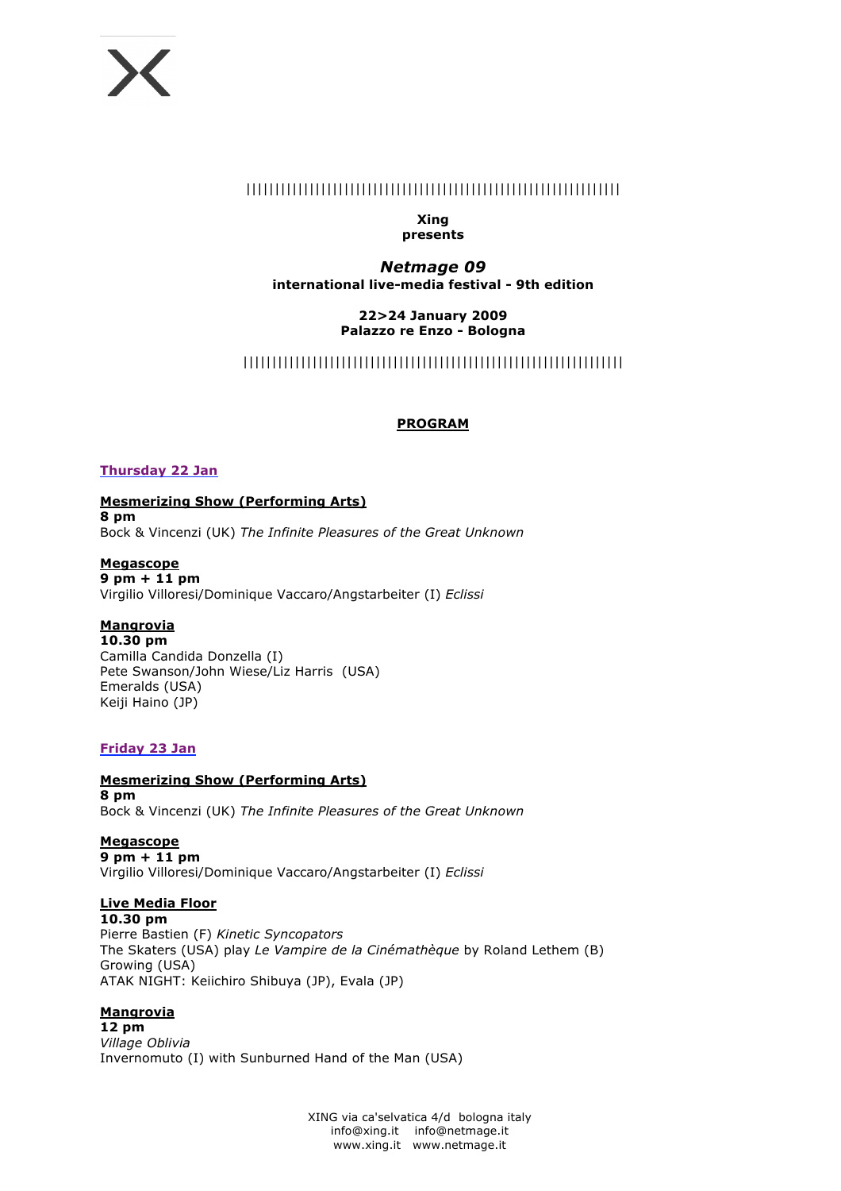||||||||||||||||||||||||||||||||||||||||||||||||||||||||||||||||||||

**Xing**
**presents**

# *Netmage 09*

**international live-media festival - 9th edition**

**22>24 January 2009**
**Palazzo re Enzo - Bologna**

||||||||||||||||||||||||||||||||||||||||||||||||||||||||||||||||||||

## PROGRAM

### Thursday 22 Jan

**Mesmerizing Show (Performing Arts)**
**8 pm**
Bock & Vincenzi (UK) *The Infinite Pleasures of the Great Unknown*

**Megascope**
**9 pm + 11 pm**
Virgilio Villoresi/Dominique Vaccaro/Angstarbeiter (I) *Eclissi*

**Mangrovia**
**10.30 pm**
Camilla Candida Donzella (I)
Pete Swanson/John Wiese/Liz Harris (USA)
Emeralds (USA)
Keiji Haino (JP)

### Friday 23 Jan

**Mesmerizing Show (Performing Arts)**
**8 pm**
Bock & Vincenzi (UK) *The Infinite Pleasures of the Great Unknown*

**Megascope**
**9 pm + 11 pm**
Virgilio Villoresi/Dominique Vaccaro/Angstarbeiter (I) *Eclissi*

**Live Media Floor**
**10.30 pm**
Pierre Bastien (F) *Kinetic Syncopators*
The Skaters (USA) play *Le Vampire de la Cinémathèque* by Roland Lethem (B)
Growing (USA)
ATAK NIGHT: Keiichiro Shibuya (JP), Evala (JP)

**Mangrovia**
**12 pm**
*Village Oblivia*
Invernomuto (I) with Sunburned Hand of the Man (USA)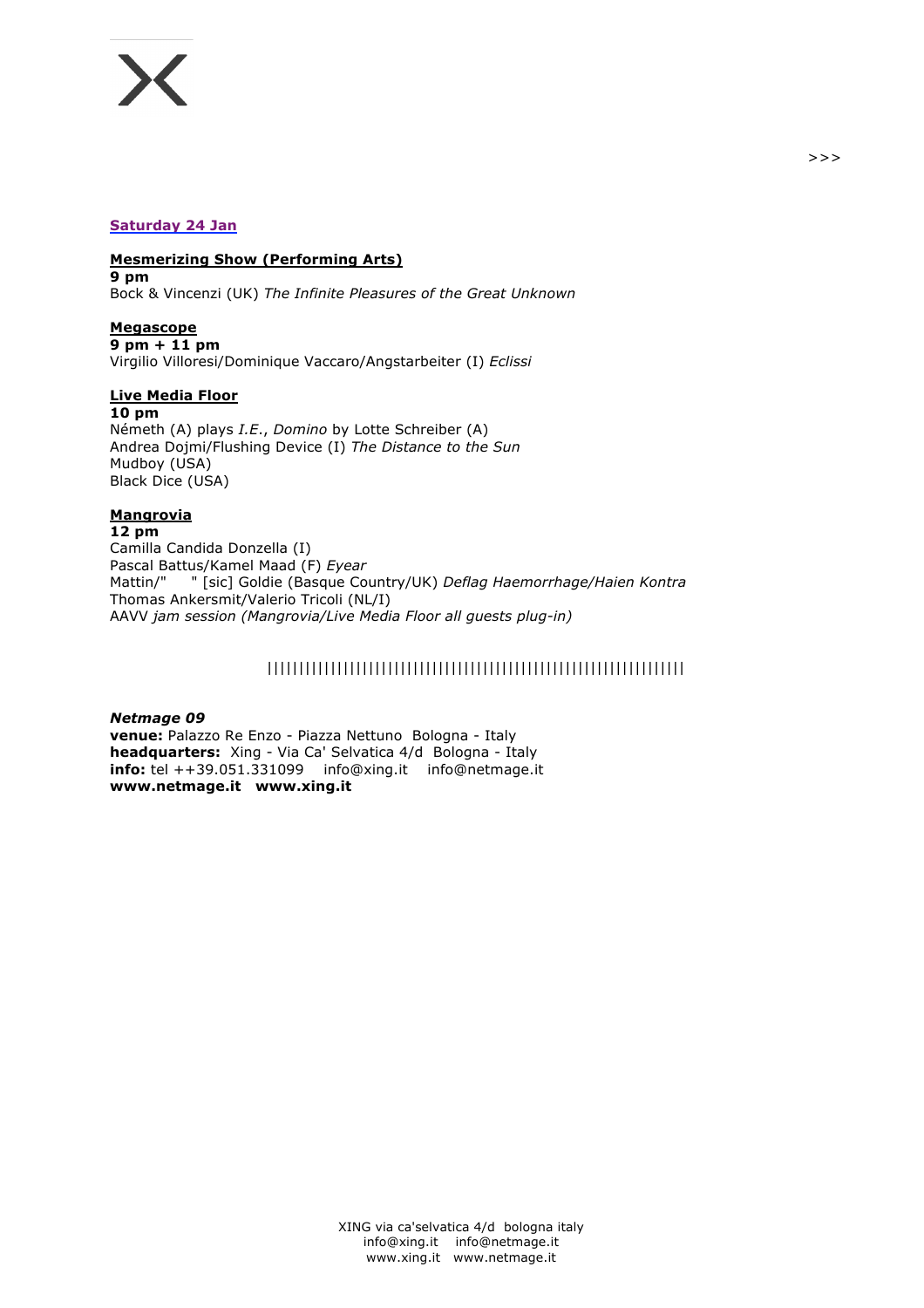>>>

**Saturday 24 Jan**

**Mesmerizing Show (Performing Arts)**
**9 pm**
Bock & Vincenzi (UK) *The Infinite Pleasures of the Great Unknown*

**Megascope**
**9 pm + 11 pm**
Virgilio Villoresi/Dominique Vaccaro/Angstarbeiter (I) *Eclissi*

**Live Media Floor**
**10 pm**
Németh (A) plays *I.E.*, *Domino* by Lotte Schreiber (A)
Andrea Dojmi/Flushing Device (I) *The Distance to the Sun*
Mudboy (USA)
Black Dice (USA)

**Mangrovia**
**12 pm**
Camilla Candida Donzella (I)
Pascal Battus/Kamel Maad (F) *Eyear*
Mattin/"     " [sic] Goldie (Basque Country/UK) *Deflag Haemorrhage/Haien Kontra*
Thomas Ankersmit/Valerio Tricoli (NL/I)
AAVV *jam session (Mangrovia/Live Media Floor all guests plug-in)*

||||||||||||||||||||||||||||||||||||||||||||||||||||||||||||||||||||||

***Netmage 09***
**venue:** Palazzo Re Enzo - Piazza Nettuno  Bologna - Italy
**headquarters:** Xing - Via Ca' Selvatica 4/d  Bologna - Italy
**info:** tel ++39.051.331099    info@xing.it    info@netmage.it
**www.netmage.it   www.xing.it**